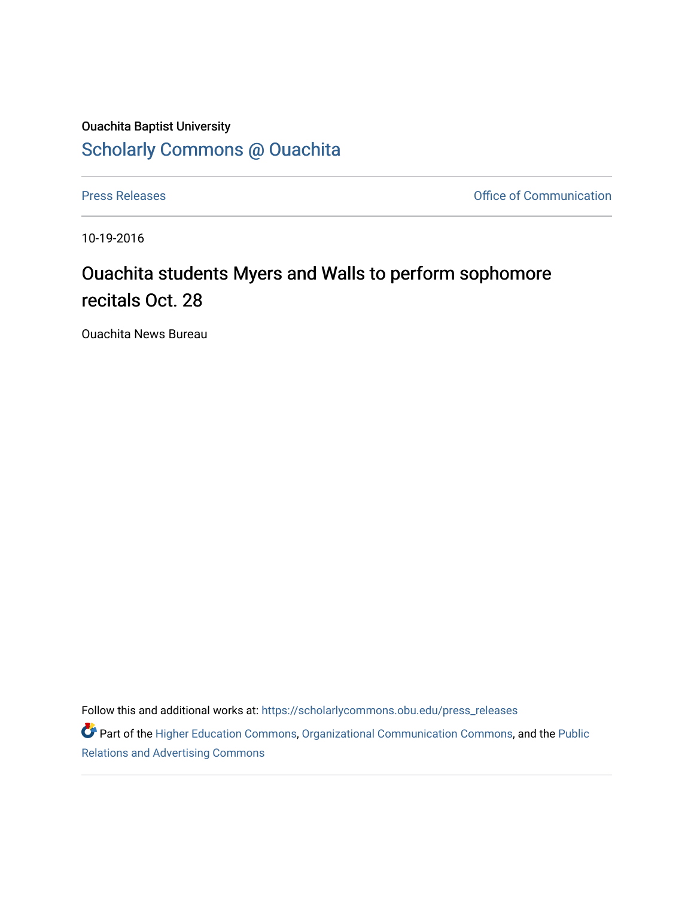Ouachita Baptist University

## Scholarly Commons @ Ouachita

Press Releases

Office of Communication

10-19-2016

# Ouachita students Myers and Walls to perform sophomore recitals Oct. 28

Ouachita News Bureau

Follow this and additional works at: https://scholarlycommons.obu.edu/press_releases

Part of the Higher Education Commons, Organizational Communication Commons, and the Public Relations and Advertising Commons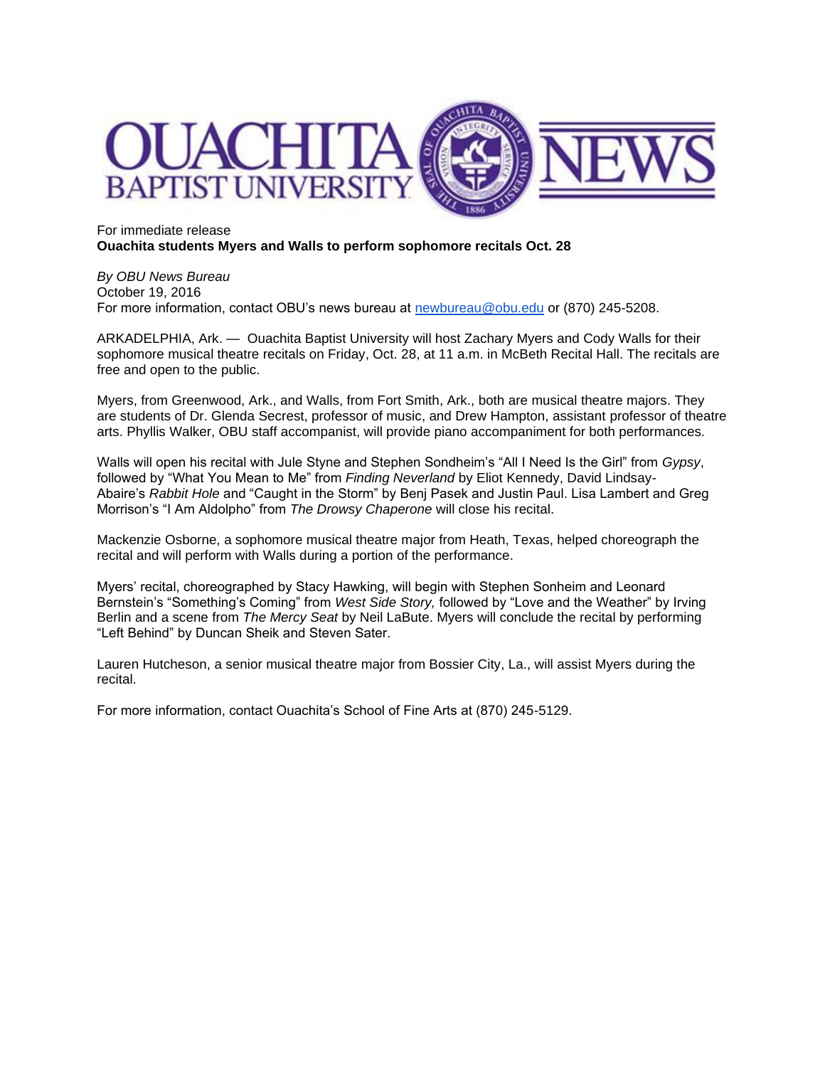For immediate release

**Ouachita students Myers and Walls to perform sophomore recitals Oct. 28**

*By OBU News Bureau*
October 19, 2016
For more information, contact OBU's news bureau at newbureau@obu.edu or (870) 245-5208.

ARKADELPHIA, Ark. — Ouachita Baptist University will host Zachary Myers and Cody Walls for their sophomore musical theatre recitals on Friday, Oct. 28, at 11 a.m. in McBeth Recital Hall. The recitals are free and open to the public.

Myers, from Greenwood, Ark., and Walls, from Fort Smith, Ark., both are musical theatre majors. They are students of Dr. Glenda Secrest, professor of music, and Drew Hampton, assistant professor of theatre arts. Phyllis Walker, OBU staff accompanist, will provide piano accompaniment for both performances.

Walls will open his recital with Jule Styne and Stephen Sondheim's "All I Need Is the Girl" from *Gypsy*, followed by "What You Mean to Me" from *Finding Neverland* by Eliot Kennedy, David Lindsay-Abaire's *Rabbit Hole* and "Caught in the Storm" by Benj Pasek and Justin Paul. Lisa Lambert and Greg Morrison's "I Am Aldolpho" from *The Drowsy Chaperone* will close his recital.

Mackenzie Osborne, a sophomore musical theatre major from Heath, Texas, helped choreograph the recital and will perform with Walls during a portion of the performance.

Myers' recital, choreographed by Stacy Hawking, will begin with Stephen Sonheim and Leonard Bernstein's "Something's Coming" from *West Side Story,* followed by "Love and the Weather" by Irving Berlin and a scene from *The Mercy Seat* by Neil LaBute. Myers will conclude the recital by performing "Left Behind" by Duncan Sheik and Steven Sater.

Lauren Hutcheson, a senior musical theatre major from Bossier City, La., will assist Myers during the recital.

For more information, contact Ouachita's School of Fine Arts at (870) 245-5129.